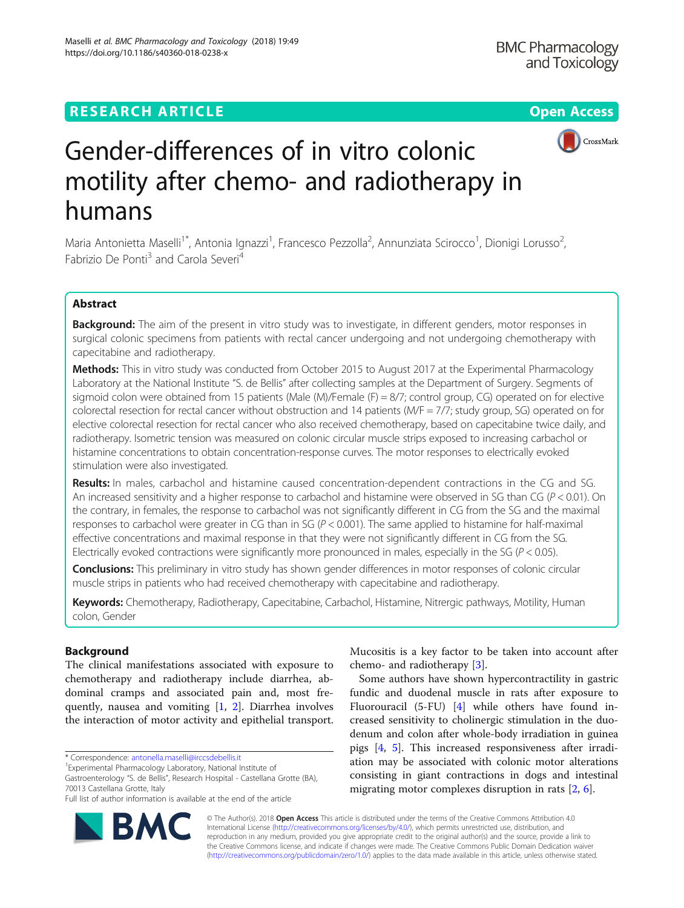RESEARCH ARTICLE

Open Access

# Gender-differences of in vitro colonic motility after chemo- and radiotherapy in humans

Maria Antonietta Maselli[1*], Antonia Ignazzi[1], Francesco Pezzolla[2], Annunziata Scirocco[1], Dionigi Lorusso[2], Fabrizio De Ponti[3] and Carola Severi[4]

## Abstract

**Background:** The aim of the present in vitro study was to investigate, in different genders, motor responses in surgical colonic specimens from patients with rectal cancer undergoing and not undergoing chemotherapy with capecitabine and radiotherapy.

**Methods:** This in vitro study was conducted from October 2015 to August 2017 at the Experimental Pharmacology Laboratory at the National Institute "S. de Bellis" after collecting samples at the Department of Surgery. Segments of sigmoid colon were obtained from 15 patients (Male (M)/Female (F) = 8/7; control group, CG) operated on for elective colorectal resection for rectal cancer without obstruction and 14 patients (M/F = 7/7; study group, SG) operated on for elective colorectal resection for rectal cancer who also received chemotherapy, based on capecitabine twice daily, and radiotherapy. Isometric tension was measured on colonic circular muscle strips exposed to increasing carbachol or histamine concentrations to obtain concentration-response curves. The motor responses to electrically evoked stimulation were also investigated.

**Results:** In males, carbachol and histamine caused concentration-dependent contractions in the CG and SG. An increased sensitivity and a higher response to carbachol and histamine were observed in SG than CG ($P < 0.01$). On the contrary, in females, the response to carbachol was not significantly different in CG from the SG and the maximal responses to carbachol were greater in CG than in SG ($P < 0.001$). The same applied to histamine for half-maximal effective concentrations and maximal response in that they were not significantly different in CG from the SG. Electrically evoked contractions were significantly more pronounced in males, especially in the SG ($P < 0.05$).

**Conclusions:** This preliminary in vitro study has shown gender differences in motor responses of colonic circular muscle strips in patients who had received chemotherapy with capecitabine and radiotherapy.

**Keywords:** Chemotherapy, Radiotherapy, Capecitabine, Carbachol, Histamine, Nitrergic pathways, Motility, Human colon, Gender

## Background

The clinical manifestations associated with exposure to chemotherapy and radiotherapy include diarrhea, abdominal cramps and associated pain and, most frequently, nausea and vomiting [1, 2]. Diarrhea involves the interaction of motor activity and epithelial transport. Mucositis is a key factor to be taken into account after chemo- and radiotherapy [3].

Some authors have shown hypercontractility in gastric fundic and duodenal muscle in rats after exposure to Fluorouracil (5-FU) [4] while others have found increased sensitivity to cholinergic stimulation in the duodenum and colon after whole-body irradiation in guinea pigs [4, 5]. This increased responsiveness after irradiation may be associated with colonic motor alterations consisting in giant contractions in dogs and intestinal migrating motor complexes disruption in rats [2, 6].

* Correspondence: antonella.maselli@irccsdebellis.it

[1]Experimental Pharmacology Laboratory, National Institute of Gastroenterology "S. de Bellis", Research Hospital - Castellana Grotte (BA), 70013 Castellana Grotte, Italy

Full list of author information is available at the end of the article

© The Author(s). 2018 **Open Access** This article is distributed under the terms of the Creative Commons Attribution 4.0 International License (http://creativecommons.org/licenses/by/4.0/), which permits unrestricted use, distribution, and reproduction in any medium, provided you give appropriate credit to the original author(s) and the source, provide a link to the Creative Commons license, and indicate if changes were made. The Creative Commons Public Domain Dedication waiver (http://creativecommons.org/publicdomain/zero/1.0/) applies to the data made available in this article, unless otherwise stated.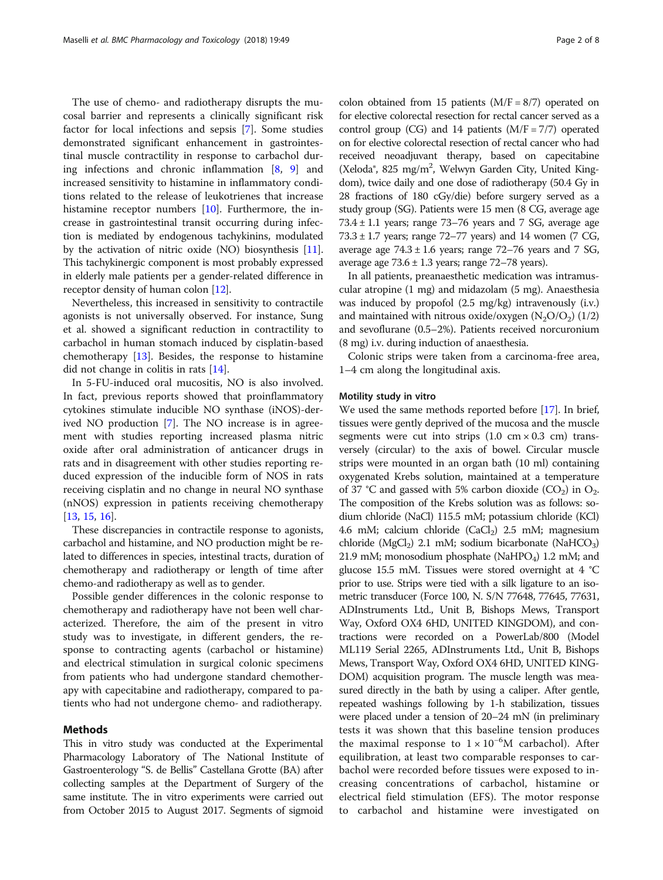The use of chemo- and radiotherapy disrupts the mucosal barrier and represents a clinically significant risk factor for local infections and sepsis [7]. Some studies demonstrated significant enhancement in gastrointestinal muscle contractility in response to carbachol during infections and chronic inflammation [8, 9] and increased sensitivity to histamine in inflammatory conditions related to the release of leukotrienes that increase histamine receptor numbers [10]. Furthermore, the increase in gastrointestinal transit occurring during infection is mediated by endogenous tachykinins, modulated by the activation of nitric oxide (NO) biosynthesis [11]. This tachykinergic component is most probably expressed in elderly male patients per a gender-related difference in receptor density of human colon [12].

Nevertheless, this increased in sensitivity to contractile agonists is not universally observed. For instance, Sung et al. showed a significant reduction in contractility to carbachol in human stomach induced by cisplatin-based chemotherapy [13]. Besides, the response to histamine did not change in colitis in rats [14].

In 5-FU-induced oral mucositis, NO is also involved. In fact, previous reports showed that proinflammatory cytokines stimulate inducible NO synthase (iNOS)-derived NO production [7]. The NO increase is in agreement with studies reporting increased plasma nitric oxide after oral administration of anticancer drugs in rats and in disagreement with other studies reporting reduced expression of the inducible form of NOS in rats receiving cisplatin and no change in neural NO synthase (nNOS) expression in patients receiving chemotherapy [13, 15, 16].

These discrepancies in contractile response to agonists, carbachol and histamine, and NO production might be related to differences in species, intestinal tracts, duration of chemotherapy and radiotherapy or length of time after chemo-and radiotherapy as well as to gender.

Possible gender differences in the colonic response to chemotherapy and radiotherapy have not been well characterized. Therefore, the aim of the present in vitro study was to investigate, in different genders, the response to contracting agents (carbachol or histamine) and electrical stimulation in surgical colonic specimens from patients who had undergone standard chemotherapy with capecitabine and radiotherapy, compared to patients who had not undergone chemo- and radiotherapy.

## Methods

This in vitro study was conducted at the Experimental Pharmacology Laboratory of The National Institute of Gastroenterology "S. de Bellis" Castellana Grotte (BA) after collecting samples at the Department of Surgery of the same institute. The in vitro experiments were carried out from October 2015 to August 2017. Segments of sigmoid colon obtained from 15 patients (M/F = 8/7) operated on for elective colorectal resection for rectal cancer served as a control group (CG) and 14 patients (M/F = 7/7) operated on for elective colorectal resection of rectal cancer who had received neoadjuvant therapy, based on capecitabine (Xeloda®, 825 mg/m$^2$, Welwyn Garden City, United Kingdom), twice daily and one dose of radiotherapy (50.4 Gy in 28 fractions of 180 cGy/die) before surgery served as a study group (SG). Patients were 15 men (8 CG, average age 73.4 ± 1.1 years; range 73–76 years and 7 SG, average age 73.3 ± 1.7 years; range 72–77 years) and 14 women (7 CG, average age 74.3 ± 1.6 years; range 72–76 years and 7 SG, average age 73.6 ± 1.3 years; range 72–78 years).

In all patients, preanaesthetic medication was intramuscular atropine (1 mg) and midazolam (5 mg). Anaesthesia was induced by propofol (2.5 mg/kg) intravenously (i.v.) and maintained with nitrous oxide/oxygen ($N_2O/O_2$) (1/2) and sevoflurane (0.5–2%). Patients received norcuronium (8 mg) i.v. during induction of anaesthesia.

Colonic strips were taken from a carcinoma-free area, 1–4 cm along the longitudinal axis.

### Motility study in vitro

We used the same methods reported before [17]. In brief, tissues were gently deprived of the mucosa and the muscle segments were cut into strips (1.0 cm × 0.3 cm) transversely (circular) to the axis of bowel. Circular muscle strips were mounted in an organ bath (10 ml) containing oxygenated Krebs solution, maintained at a temperature of 37 °C and gassed with 5% carbon dioxide ($CO_2$) in $O_2$. The composition of the Krebs solution was as follows: sodium chloride (NaCl) 115.5 mM; potassium chloride (KCl) 4.6 mM; calcium chloride ($CaCl_2$) 2.5 mM; magnesium chloride ($MgCl_2$) 2.1 mM; sodium bicarbonate ($NaHCO_3$) 21.9 mM; monosodium phosphate ($NaHPO_4$) 1.2 mM; and glucose 15.5 mM. Tissues were stored overnight at 4 °C prior to use. Strips were tied with a silk ligature to an isometric transducer (Force 100, N. S/N 77648, 77645, 77631, ADInstruments Ltd., Unit B, Bishops Mews, Transport Way, Oxford OX4 6HD, UNITED KINGDOM), and contractions were recorded on a PowerLab/800 (Model ML119 Serial 2265, ADInstruments Ltd., Unit B, Bishops Mews, Transport Way, Oxford OX4 6HD, UNITED KINGDOM) acquisition program. The muscle length was measured directly in the bath by using a caliper. After gentle, repeated washings following by 1-h stabilization, tissues were placed under a tension of 20–24 mN (in preliminary tests it was shown that this baseline tension produces the maximal response to $1 \times 10^{-6}$M carbachol). After equilibration, at least two comparable responses to carbachol were recorded before tissues were exposed to increasing concentrations of carbachol, histamine or electrical field stimulation (EFS). The motor response to carbachol and histamine were investigated on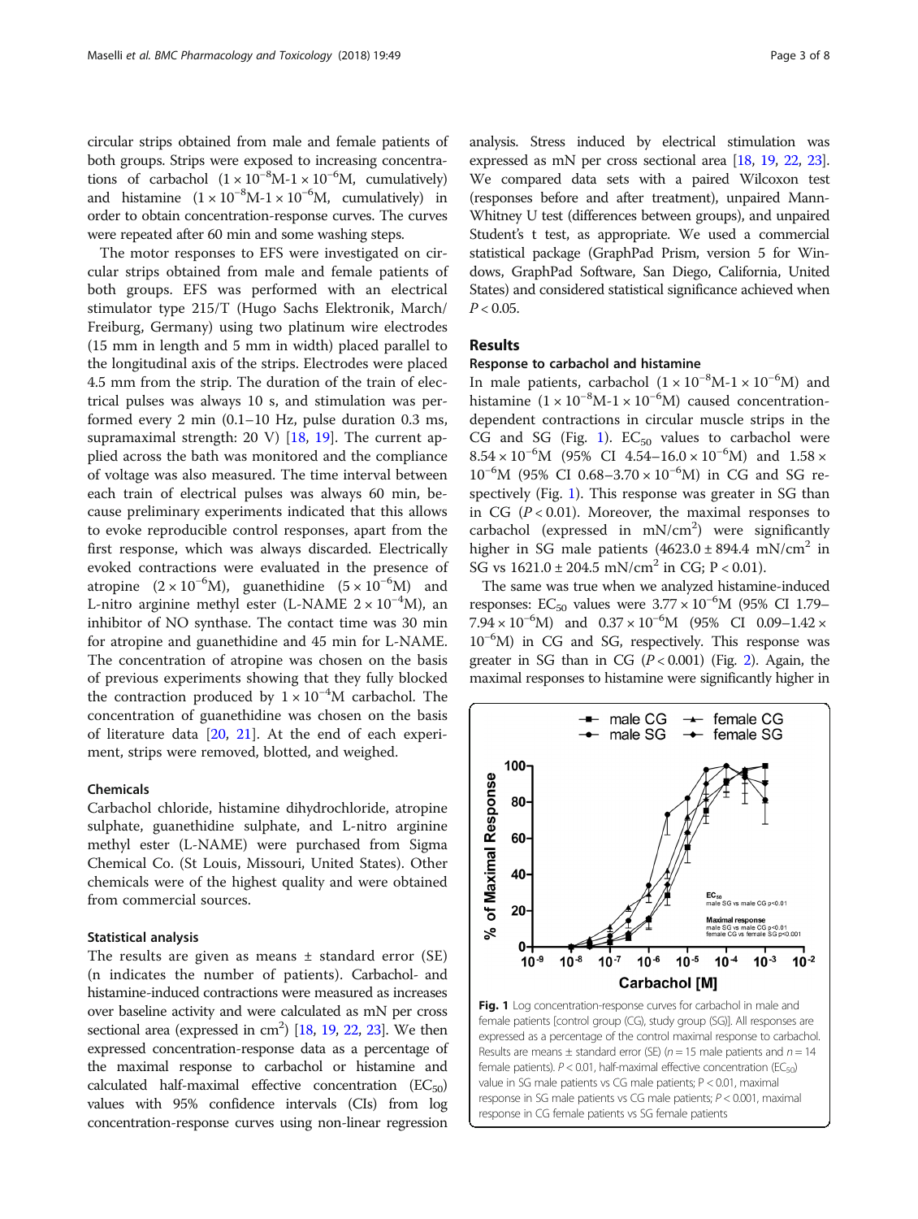circular strips obtained from male and female patients of both groups. Strips were exposed to increasing concentrations of carbachol ($1 \times 10^{-8}$M-$1 \times 10^{-6}$M, cumulatively) and histamine ($1 \times 10^{-8}$M-$1 \times 10^{-6}$M, cumulatively) in order to obtain concentration-response curves. The curves were repeated after 60 min and some washing steps.

The motor responses to EFS were investigated on circular strips obtained from male and female patients of both groups. EFS was performed with an electrical stimulator type 215/T (Hugo Sachs Elektronik, March/Freiburg, Germany) using two platinum wire electrodes (15 mm in length and 5 mm in width) placed parallel to the longitudinal axis of the strips. Electrodes were placed 4.5 mm from the strip. The duration of the train of electrical pulses was always 10 s, and stimulation was performed every 2 min (0.1–10 Hz, pulse duration 0.3 ms, supramaximal strength: 20 V) [18, 19]. The current applied across the bath was monitored and the compliance of voltage was also measured. The time interval between each train of electrical pulses was always 60 min, because preliminary experiments indicated that this allows to evoke reproducible control responses, apart from the first response, which was always discarded. Electrically evoked contractions were evaluated in the presence of atropine ($2 \times 10^{-6}$M), guanethidine ($5 \times 10^{-6}$M) and L-nitro arginine methyl ester (L-NAME $2 \times 10^{-4}$M), an inhibitor of NO synthase. The contact time was 30 min for atropine and guanethidine and 45 min for L-NAME. The concentration of atropine was chosen on the basis of previous experiments showing that they fully blocked the contraction produced by $1 \times 10^{-4}$M carbachol. The concentration of guanethidine was chosen on the basis of literature data [20, 21]. At the end of each experiment, strips were removed, blotted, and weighed.

### Chemicals

Carbachol chloride, histamine dihydrochloride, atropine sulphate, guanethidine sulphate, and L-nitro arginine methyl ester (L-NAME) were purchased from Sigma Chemical Co. (St Louis, Missouri, United States). Other chemicals were of the highest quality and were obtained from commercial sources.

### Statistical analysis

The results are given as means ± standard error (SE) (n indicates the number of patients). Carbachol- and histamine-induced contractions were measured as increases over baseline activity and were calculated as mN per cross sectional area (expressed in $cm^2$) [18, 19, 22, 23]. We then expressed concentration-response data as a percentage of the maximal response to carbachol or histamine and calculated half-maximal effective concentration ($EC_{50}$) values with 95% confidence intervals (CIs) from log concentration-response curves using non-linear regression analysis. Stress induced by electrical stimulation was expressed as mN per cross sectional area [18, 19, 22, 23]. We compared data sets with a paired Wilcoxon test (responses before and after treatment), unpaired Mann-Whitney U test (differences between groups), and unpaired Student's t test, as appropriate. We used a commercial statistical package (GraphPad Prism, version 5 for Windows, GraphPad Software, San Diego, California, United States) and considered statistical significance achieved when $P < 0.05$.

## Results

### Response to carbachol and histamine

In male patients, carbachol ($1 \times 10^{-8}$M-$1 \times 10^{-6}$M) and histamine ($1 \times 10^{-8}$M-$1 \times 10^{-6}$M) caused concentration-dependent contractions in circular muscle strips in the CG and SG (Fig. 1). $EC_{50}$ values to carbachol were $8.54 \times 10^{-6}$M (95% CI 4.54–$16.0 \times 10^{-6}$M) and $1.58 \times 10^{-6}$M (95% CI 0.68–$3.70 \times 10^{-6}$M) in CG and SG respectively (Fig. 1). This response was greater in SG than in CG ($P < 0.01$). Moreover, the maximal responses to carbachol (expressed in mN/$cm^2$) were significantly higher in SG male patients (4623.0 ± 894.4 mN/$cm^2$ in SG vs 1621.0 ± 204.5 mN/$cm^2$ in CG; P < 0.01).

The same was true when we analyzed histamine-induced responses: $EC_{50}$ values were $3.77 \times 10^{-6}$M (95% CI 1.79–$7.94 \times 10^{-6}$M) and $0.37 \times 10^{-6}$M (95% CI 0.09–$1.42 \times 10^{-6}$M) in CG and SG, respectively. This response was greater in SG than in CG ($P < 0.001$) (Fig. 2). Again, the maximal responses to histamine were significantly higher in

**Fig. 1** Log concentration-response curves for carbachol in male and female patients [control group (CG), study group (SG)]. All responses are expressed as a percentage of the control maximal response to carbachol. Results are means ± standard error (SE) ($n = 15$ male patients and $n = 14$ female patients). $P < 0.01$, half-maximal effective concentration ($EC_{50}$) value in SG male patients vs CG male patients; $P < 0.01$, maximal response in SG male patients vs CG male patients; $P < 0.001$, maximal response in CG female patients vs SG female patients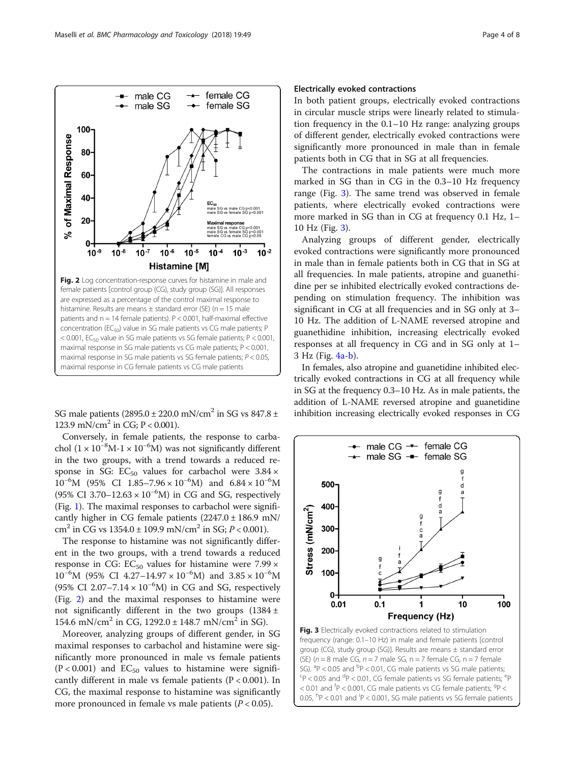SG male patients ($2895.0 \pm 220.0$ mN/cm$^2$ in SG vs $847.8 \pm 123.9$ mN/cm$^2$ in CG; $P < 0.001$).

Conversely, in female patients, the response to carbachol ($1 \times 10^{-8}$M-$1 \times 10^{-6}$M) was not significantly different in the two groups, with a trend towards a reduced response in SG: $EC_{50}$ values for carbachol were $3.84 \times 10^{-6}$M (95% CI $1.85$–$7.96 \times 10^{-6}$M) and $6.84 \times 10^{-6}$M (95% CI $3.70$–$12.63 \times 10^{-6}$M) in CG and SG, respectively (Fig. 1). The maximal responses to carbachol were significantly higher in CG female patients ($2247.0 \pm 186.9$ mN/cm$^2$ in CG vs $1354.0 \pm 109.9$ mN/cm$^2$ in SG; $P < 0.001$).

The response to histamine was not significantly different in the two groups, with a trend towards a reduced response in CG: $EC_{50}$ values for histamine were $7.99 \times 10^{-6}$M (95% CI $4.27$–$14.97 \times 10^{-6}$M) and $3.85 \times 10^{-6}$M (95% CI $2.07$–$7.14 \times 10^{-6}$M) in CG and SG, respectively (Fig. 2) and the maximal responses to histamine were not significantly different in the two groups ($1384 \pm 154.6$ mN/cm$^2$ in CG, $1292.0 \pm 148.7$ mN/cm$^2$ in SG).

Moreover, analyzing groups of different gender, in SG maximal responses to carbachol and histamine were significantly more pronounced in male vs female patients ($P < 0.001$) and $EC_{50}$ values to histamine were significantly different in male vs female patients ($P < 0.001$). In CG, the maximal response to histamine was significantly more pronounced in female vs male patients ($P < 0.05$).

**Fig. 2** Log concentration-response curves for histamine in male and female patients [control group (CG), study group (SG)]. All responses are expressed as a percentage of the control maximal response to histamine. Results are means ± standard error (SE) (n = 15 male patients and n = 14 female patients). P < 0.001, half-maximal effective concentration ($EC_{50}$) value in SG male patients vs CG male patients; P < 0.001, $EC_{50}$ value in SG male patients vs SG female patients; P < 0.001, maximal response in SG male patients vs CG male patients; P < 0.001, maximal response in SG male patients vs SG female patients; $P < 0.05$, maximal response in CG female patients vs CG male patients

### Electrically evoked contractions

In both patient groups, electrically evoked contractions in circular muscle strips were linearly related to stimulation frequency in the 0.1–10 Hz range: analyzing groups of different gender, electrically evoked contractions were significantly more pronounced in male than in female patients both in CG that in SG at all frequencies.

The contractions in male patients were much more marked in SG than in CG in the 0.3–10 Hz frequency range (Fig. 3). The same trend was observed in female patients, where electrically evoked contractions were more marked in SG than in CG at frequency 0.1 Hz, 1–10 Hz (Fig. 3).

Analyzing groups of different gender, electrically evoked contractions were significantly more pronounced in male than in female patients both in CG that in SG at all frequencies. In male patients, atropine and guanethidine per se inhibited electrically evoked contractions depending on stimulation frequency. The inhibition was significant in CG at all frequencies and in SG only at 3–10 Hz. The addition of L-NAME reversed atropine and guanethidine inhibition, increasing electrically evoked responses at all frequency in CG and in SG only at 1–3 Hz (Fig. 4a-b).

In females, also atropine and guanetidine inhibited electrically evoked contractions in CG at all frequency while in SG at the frequency 0.3–10 Hz. As in male patients, the addition of L-NAME reversed atropine and guanetidine inhibition increasing electrically evoked responses in CG

**Fig. 3** Electrically evoked contractions related to stimulation frequency (range: 0.1–10 Hz) in male and female patients [control group (CG), study group (SG)]. Results are means ± standard error (SE) (n = 8 male CG, n = 7 male SG, n = 7 female CG, n = 7 female SG). [a]P < 0.05 and [b]P < 0.01, CG male patients vs SG male patients; [c]P < 0.05 and [d]P < 0.01, CG female patients vs SG female patients; [e]P < 0.01 and [f]P < 0.001, CG male patients vs CG female patients; [g]P < 0.05, [h]P < 0.01 and [i]P < 0.001, SG male patients vs SG female patients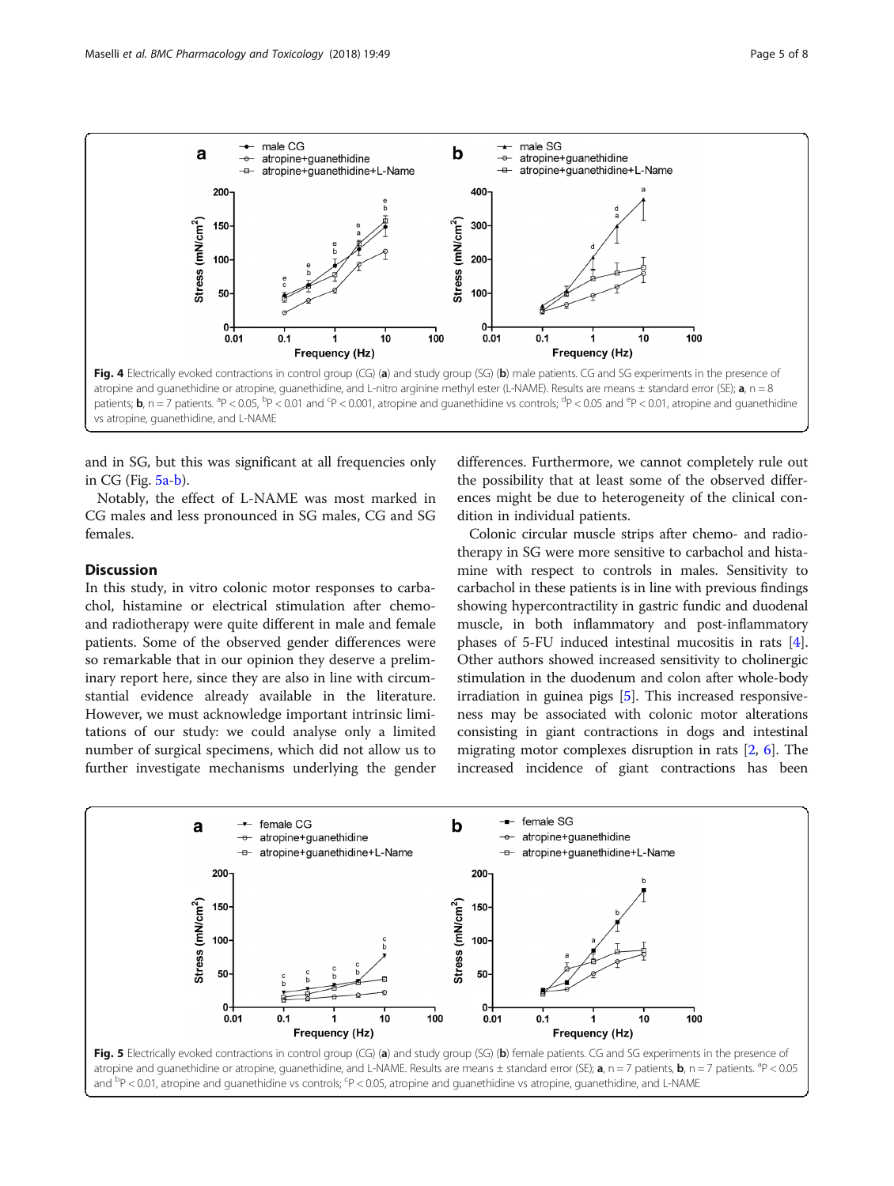Fig. 4 Electrically evoked contractions in control group (CG) (**a**) and study group (SG) (**b**) male patients. CG and SG experiments in the presence of atropine and guanethidine or atropine, guanethidine, and L-nitro arginine methyl ester (L-NAME). Results are means ± standard error (SE); **a**, n = 8 patients; **b**, n = 7 patients. [a]P < 0.05, [b]P < 0.01 and [c]P < 0.001, atropine and guanethidine vs controls; [d]P < 0.05 and [e]P < 0.01, atropine and guanethidine vs atropine, guanethidine, and L-NAME

and in SG, but this was significant at all frequencies only in CG (Fig. 5a-b).

Notably, the effect of L-NAME was most marked in CG males and less pronounced in SG males, CG and SG females.

## Discussion

In this study, in vitro colonic motor responses to carbachol, histamine or electrical stimulation after chemo- and radiotherapy were quite different in male and female patients. Some of the observed gender differences were so remarkable that in our opinion they deserve a preliminary report here, since they are also in line with circumstantial evidence already available in the literature. However, we must acknowledge important intrinsic limitations of our study: we could analyse only a limited number of surgical specimens, which did not allow us to further investigate mechanisms underlying the gender differences. Furthermore, we cannot completely rule out the possibility that at least some of the observed differences might be due to heterogeneity of the clinical condition in individual patients.

Colonic circular muscle strips after chemo- and radiotherapy in SG were more sensitive to carbachol and histamine with respect to controls in males. Sensitivity to carbachol in these patients is in line with previous findings showing hypercontractility in gastric fundic and duodenal muscle, in both inflammatory and post-inflammatory phases of 5-FU induced intestinal mucositis in rats [4]. Other authors showed increased sensitivity to cholinergic stimulation in the duodenum and colon after whole-body irradiation in guinea pigs [5]. This increased responsiveness may be associated with colonic motor alterations consisting in giant contractions in dogs and intestinal migrating motor complexes disruption in rats [2, 6]. The increased incidence of giant contractions has been

Fig. 5 Electrically evoked contractions in control group (CG) (**a**) and study group (SG) (**b**) female patients. CG and SG experiments in the presence of atropine and guanethidine or atropine, guanethidine, and L-NAME. Results are means ± standard error (SE); **a**, n = 7 patients, **b**, n = 7 patients. [a]P < 0.05 and [b]P < 0.01, atropine and guanethidine vs controls; [c]P < 0.05, atropine and guanethidine vs atropine, guanethidine, and L-NAME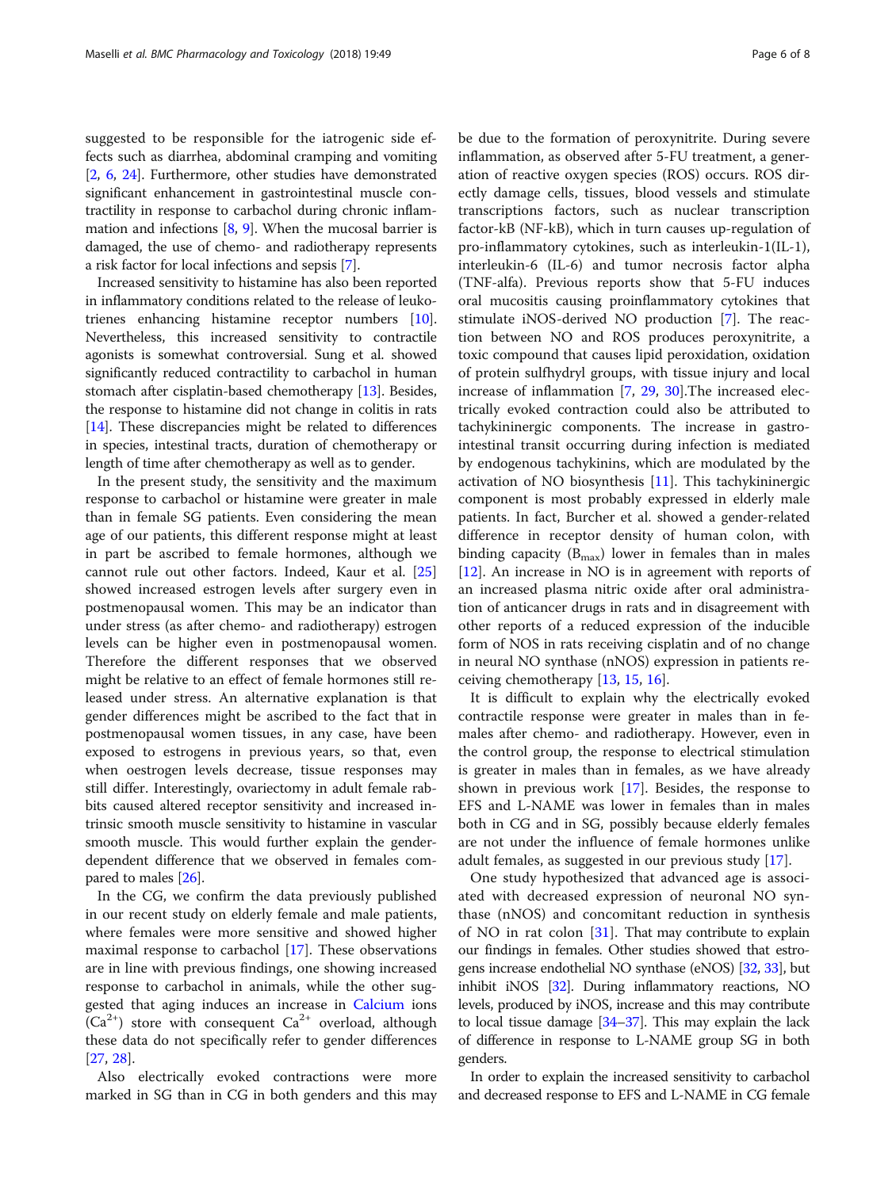suggested to be responsible for the iatrogenic side effects such as diarrhea, abdominal cramping and vomiting [2, 6, 24]. Furthermore, other studies have demonstrated significant enhancement in gastrointestinal muscle contractility in response to carbachol during chronic inflammation and infections [8, 9]. When the mucosal barrier is damaged, the use of chemo- and radiotherapy represents a risk factor for local infections and sepsis [7].

Increased sensitivity to histamine has also been reported in inflammatory conditions related to the release of leukotrienes enhancing histamine receptor numbers [10]. Nevertheless, this increased sensitivity to contractile agonists is somewhat controversial. Sung et al. showed significantly reduced contractility to carbachol in human stomach after cisplatin-based chemotherapy [13]. Besides, the response to histamine did not change in colitis in rats [14]. These discrepancies might be related to differences in species, intestinal tracts, duration of chemotherapy or length of time after chemotherapy as well as to gender.

In the present study, the sensitivity and the maximum response to carbachol or histamine were greater in male than in female SG patients. Even considering the mean age of our patients, this different response might at least in part be ascribed to female hormones, although we cannot rule out other factors. Indeed, Kaur et al. [25] showed increased estrogen levels after surgery even in postmenopausal women. This may be an indicator than under stress (as after chemo- and radiotherapy) estrogen levels can be higher even in postmenopausal women. Therefore the different responses that we observed might be relative to an effect of female hormones still released under stress. An alternative explanation is that gender differences might be ascribed to the fact that in postmenopausal women tissues, in any case, have been exposed to estrogens in previous years, so that, even when oestrogen levels decrease, tissue responses may still differ. Interestingly, ovariectomy in adult female rabbits caused altered receptor sensitivity and increased intrinsic smooth muscle sensitivity to histamine in vascular smooth muscle. This would further explain the gender-dependent difference that we observed in females compared to males [26].

In the CG, we confirm the data previously published in our recent study on elderly female and male patients, where females were more sensitive and showed higher maximal response to carbachol [17]. These observations are in line with previous findings, one showing increased response to carbachol in animals, while the other suggested that aging induces an increase in Calcium ions ($Ca^{2+}$) store with consequent $Ca^{2+}$ overload, although these data do not specifically refer to gender differences [27, 28].

Also electrically evoked contractions were more marked in SG than in CG in both genders and this may be due to the formation of peroxynitrite. During severe inflammation, as observed after 5-FU treatment, a generation of reactive oxygen species (ROS) occurs. ROS directly damage cells, tissues, blood vessels and stimulate transcriptions factors, such as nuclear transcription factor-kB (NF-kB), which in turn causes up-regulation of pro-inflammatory cytokines, such as interleukin-1(IL-1), interleukin-6 (IL-6) and tumor necrosis factor alpha (TNF-alfa). Previous reports show that 5-FU induces oral mucositis causing proinflammatory cytokines that stimulate iNOS-derived NO production [7]. The reaction between NO and ROS produces peroxynitrite, a toxic compound that causes lipid peroxidation, oxidation of protein sulfhydryl groups, with tissue injury and local increase of inflammation [7, 29, 30].The increased electrically evoked contraction could also be attributed to tachykininergic components. The increase in gastrointestinal transit occurring during infection is mediated by endogenous tachykinins, which are modulated by the activation of NO biosynthesis [11]. This tachykininergic component is most probably expressed in elderly male patients. In fact, Burcher et al. showed a gender-related difference in receptor density of human colon, with binding capacity ($B_{max}$) lower in females than in males [12]. An increase in NO is in agreement with reports of an increased plasma nitric oxide after oral administration of anticancer drugs in rats and in disagreement with other reports of a reduced expression of the inducible form of NOS in rats receiving cisplatin and of no change in neural NO synthase (nNOS) expression in patients receiving chemotherapy [13, 15, 16].

It is difficult to explain why the electrically evoked contractile response were greater in males than in females after chemo- and radiotherapy. However, even in the control group, the response to electrical stimulation is greater in males than in females, as we have already shown in previous work [17]. Besides, the response to EFS and L-NAME was lower in females than in males both in CG and in SG, possibly because elderly females are not under the influence of female hormones unlike adult females, as suggested in our previous study [17].

One study hypothesized that advanced age is associated with decreased expression of neuronal NO synthase (nNOS) and concomitant reduction in synthesis of NO in rat colon [31]. That may contribute to explain our findings in females. Other studies showed that estrogens increase endothelial NO synthase (eNOS) [32, 33], but inhibit iNOS [32]. During inflammatory reactions, NO levels, produced by iNOS, increase and this may contribute to local tissue damage [34–37]. This may explain the lack of difference in response to L-NAME group SG in both genders.

In order to explain the increased sensitivity to carbachol and decreased response to EFS and L-NAME in CG female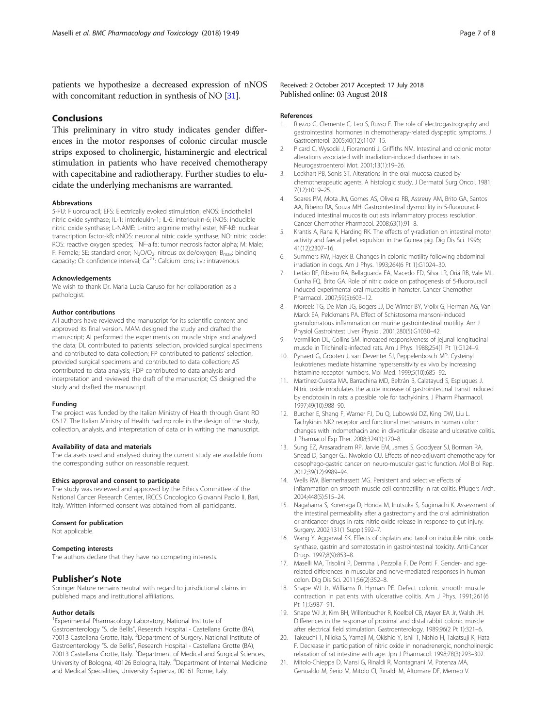patients we hypothesize a decreased expression of nNOS with concomitant reduction in synthesis of NO [31].

## Conclusions

This preliminary in vitro study indicates gender differences in the motor responses of colonic circular muscle strips exposed to cholinergic, histaminergic and electrical stimulation in patients who have received chemotherapy with capecitabine and radiotherapy. Further studies to elucidate the underlying mechanisms are warranted.

### Abbrevations

5-FU: Fluorouracil; EFS: Electrically evoked stimulation; eNOS: Endothelial nitric oxide synthase; IL-1: interleukin-1; IL-6: interleukin-6; iNOS: inducible nitric oxide synthase; L-NAME: L-nitro arginine methyl ester; NF-kB: nuclear transcription factor-kB; nNOS: neuronal nitric oxide synthase; NO: nitric oxide; ROS: reactive oxygen species; TNF-alfa: tumor necrosis factor alpha; M: Male; F: Female; SE: standard error; $N_2O/O_2$: nitrous oxide/oxygen; $B_{max}$: binding capacity; CI: confidence interval; $Ca^{2+}$: Calcium ions; i.v.: intravenous

### Acknowledgements

We wish to thank Dr. Maria Lucia Caruso for her collaboration as a pathologist.

### Author contributions

All authors have reviewed the manuscript for its scientific content and approved its final version. MAM designed the study and drafted the manuscript; AI performed the experiments on muscle strips and analyzed the data; DL contributed to patients' selection, provided surgical specimens and contributed to data collection; FP contributed to patients' selection, provided surgical specimens and contributed to data collection; AS contributed to data analysis; FDP contributed to data analysis and interpretation and reviewed the draft of the manuscript; CS designed the study and drafted the manuscript.

### Funding

The project was funded by the Italian Ministry of Health through Grant RO 06.17. The Italian Ministry of Health had no role in the design of the study, collection, analysis, and interpretation of data or in writing the manuscript.

### Availability of data and materials

The datasets used and analysed during the current study are available from the corresponding author on reasonable request.

### Ethics approval and consent to participate

The study was reviewed and approved by the Ethics Committee of the National Cancer Research Center, IRCCS Oncologico Giovanni Paolo II, Bari, Italy. Written informed consent was obtained from all participants.

### Consent for publication

Not applicable.

### Competing interests

The authors declare that they have no competing interests.

## Publisher's Note

Springer Nature remains neutral with regard to jurisdictional claims in published maps and institutional affiliations.

### Author details

[1]Experimental Pharmacology Laboratory, National Institute of Gastroenterology "S. de Bellis", Research Hospital - Castellana Grotte (BA), 70013 Castellana Grotte, Italy. [2]Department of Surgery, National Institute of Gastroenterology "S. de Bellis", Research Hospital - Castellana Grotte (BA), 70013 Castellana Grotte, Italy. [3]Department of Medical and Surgical Sciences, University of Bologna, 40126 Bologna, Italy. [4]Department of Internal Medicine and Medical Specialities, University Sapienza, 00161 Rome, Italy.

Received: 2 October 2017 Accepted: 17 July 2018
Published online: 03 August 2018

### References

1. Riezzo G, Clemente C, Leo S, Russo F. The role of electrogastrography and gastrointestinal hormones in chemotherapy-related dyspeptic symptoms. J Gastroenterol. 2005;40(12):1107–15.
2. Picard C, Wysocki J, Fioramonti J, Griffiths NM. Intestinal and colonic motor alterations associated with irradiation-induced diarrhoea in rats. Neurogastroenterol Mot. 2001;13(1):19–26.
3. Lockhart PB, Sonis ST. Alterations in the oral mucosa caused by chemotherapeutic agents. A histologic study. J Dermatol Surg Oncol. 1981; 7(12):1019–25.
4. Soares PM, Mota JM, Gomes AS, Oliveira RB, Assreuy AM, Brito GA, Santos AA, Ribeiro RA, Souza MH. Gastrointestinal dysmotility in 5-fluorouracil-induced intestinal mucositis outlasts inflammatory process resolution. Cancer Chemother Pharmacol. 2008;63(1):91–8.
5. Krantis A, Rana K, Harding RK. The effects of γ-radiation on intestinal motor activity and faecal pellet expulsion in the Guinea pig. Dig Dis Sci. 1996; 41(12):2307–16.
6. Summers RW, Hayek B. Changes in colonic motility following abdominal irradiation in dogs. Am J Phys. 1993;264(6 Pt 1):G1024–30.
7. Leitão RF, Ribeiro RA, Bellaguarda EA, Macedo FD, Silva LR, Oriá RB, Vale ML, Cunha FQ, Brito GA. Role of nitric oxide on pathogenesis of 5-fluorouracil induced experimental oral mucositis in hamster. Cancer Chemother Pharmacol. 2007;59(5):603–12.
8. Moreels TG, De Man JG, Bogers JJ, De Winter BY, Vrolix G, Herman AG, Van Marck EA, Pelckmans PA. Effect of Schistosoma mansoni-induced granulomatous inflammation on murine gastrointestinal motility. Am J Physiol Gastrointest Liver Physiol. 2001;280(5):G1030–42.
9. Vermillion DL, Collins SM. Increased responsiveness of jejunal longitudinal muscle in Trichinella-infected rats. Am J Phys. 1988;254(1 Pt 1):G124–9.
10. Pynaert G, Grooten J, van Deventer SJ, Peppelenbosch MP. Cysteinyl leukotrienes mediate histamine hypersensitivity ex vivo by increasing histamine receptor numbers. Mol Med. 1999;5(10):685–92.
11. Martínez-Cuesta MA, Barrachina MD, Beltrán B, Calatayud S, Esplugues J. Nitric oxide modulates the acute increase of gastrointestinal transit induced by endotoxin in rats: a possible role for tachykinins. J Pharm Pharmacol. 1997;49(10):988–90.
12. Burcher E, Shang F, Warner FJ, Du Q, Lubowski DZ, King DW, Liu L. Tachykinin NK2 receptor and functional mechanisms in human colon: changes with indomethacin and in diverticular disease and ulcerative colitis. J Pharmacol Exp Ther. 2008;324(1):170–8.
13. Sung EZ, Arasaradnam RP, Jarvie EM, James S, Goodyear SJ, Borman RA, Snead D, Sanger GJ, Nwokolo CU. Effects of neo-adjuvant chemotherapy for oesophago-gastric cancer on neuro-muscular gastric function. Mol Biol Rep. 2012;39(12):9989–94.
14. Wells RW, Blennerhassett MG. Persistent and selective effects of inflammation on smooth muscle cell contractility in rat colitis. Pflugers Arch. 2004;448(5):515–24.
15. Nagahama S, Korenaga D, Honda M, Inutsuka S, Sugimachi K. Assessment of the intestinal permeability after a gastrectomy and the oral administration or anticancer drugs in rats: nitric oxide release in response to gut injury. Surgery. 2002;131(1 Suppl):S92–7.
16. Wang Y, Aggarwal SK. Effects of cisplatin and taxol on inducible nitric oxide synthase, gastrin and somatostatin in gastrointestinal toxicity. Anti-Cancer Drugs. 1997;8(9):853–8.
17. Maselli MA, Trisolini P, Demma I, Pezzolla F, De Ponti F. Gender- and age-related differences in muscular and nerve-mediated responses in human colon. Dig Dis Sci. 2011;56(2):352–8.
18. Snape WJ Jr, Williams R, Hyman PE. Defect colonic smooth muscle contraction in patients with ulcerative colitis. Am J Phys. 1991;261(6 Pt 1):G987–91.
19. Snape WJ Jr, Kim BH, Willenbucher R, Koelbel CB, Mayer EA Jr, Walsh JH. Differences in the response of proximal and distal rabbit colonic muscle after electrical field stimulation. Gastroenterology. 1989;96(2 Pt 1):321–6.
20. Takeuchi T, Niioka S, Yamaji M, Okishio Y, Ishii T, Nishio H, Takatsuji K, Hata F. Decrease in participation of nitric oxide in nonadrenergic, noncholinergic relaxation of rat intestine with age. Jpn J Pharmacol. 1998;78(3):293–302.
21. Mitolo-Chieppa D, Mansi G, Rinaldi R, Montagnani M, Potenza MA, Genualdo M, Serio M, Mitolo CI, Rinaldi M, Altomare DF, Memeo V.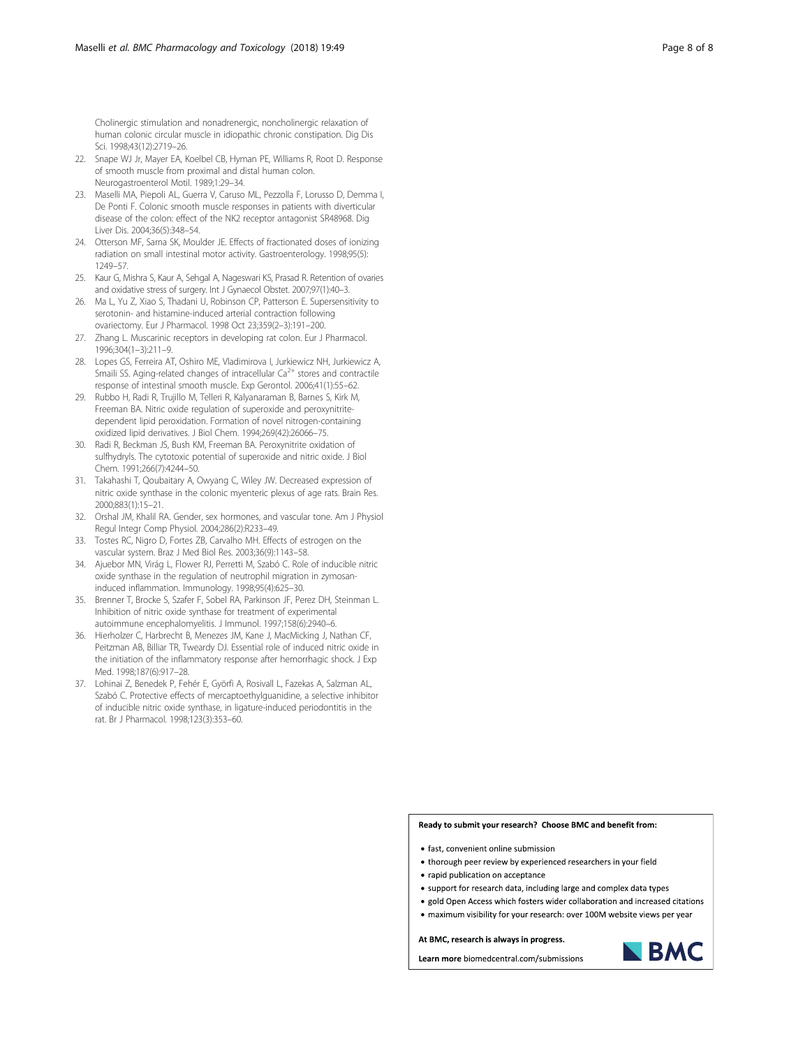Cholinergic stimulation and nonadrenergic, noncholinergic relaxation of human colonic circular muscle in idiopathic chronic constipation. Dig Dis Sci. 1998;43(12):2719–26.

22. Snape WJ Jr, Mayer EA, Koelbel CB, Hyman PE, Williams R, Root D. Response of smooth muscle from proximal and distal human colon. Neurogastroenterol Motil. 1989;1:29–34.
23. Maselli MA, Piepoli AL, Guerra V, Caruso ML, Pezzolla F, Lorusso D, Demma I, De Ponti F. Colonic smooth muscle responses in patients with diverticular disease of the colon: effect of the NK2 receptor antagonist SR48968. Dig Liver Dis. 2004;36(5):348–54.
24. Otterson MF, Sarna SK, Moulder JE. Effects of fractionated doses of ionizing radiation on small intestinal motor activity. Gastroenterology. 1998;95(5):1249–57.
25. Kaur G, Mishra S, Kaur A, Sehgal A, Nageswari KS, Prasad R. Retention of ovaries and oxidative stress of surgery. Int J Gynaecol Obstet. 2007;97(1):40–3.
26. Ma L, Yu Z, Xiao S, Thadani U, Robinson CP, Patterson E. Supersensitivity to serotonin- and histamine-induced arterial contraction following ovariectomy. Eur J Pharmacol. 1998 Oct 23;359(2–3):191–200.
27. Zhang L. Muscarinic receptors in developing rat colon. Eur J Pharmacol. 1996;304(1–3):211–9.
28. Lopes GS, Ferreira AT, Oshiro ME, Vladimirova I, Jurkiewicz NH, Jurkiewicz A, Smaili SS. Aging-related changes of intracellular $Ca^{2+}$ stores and contractile response of intestinal smooth muscle. Exp Gerontol. 2006;41(1):55–62.
29. Rubbo H, Radi R, Trujillo M, Telleri R, Kalyanaraman B, Barnes S, Kirk M, Freeman BA. Nitric oxide regulation of superoxide and peroxynitrite-dependent lipid peroxidation. Formation of novel nitrogen-containing oxidized lipid derivatives. J Biol Chem. 1994;269(42):26066–75.
30. Radi R, Beckman JS, Bush KM, Freeman BA. Peroxynitrite oxidation of sulfhydryls. The cytotoxic potential of superoxide and nitric oxide. J Biol Chem. 1991;266(7):4244–50.
31. Takahashi T, Qoubaitary A, Owyang C, Wiley JW. Decreased expression of nitric oxide synthase in the colonic myenteric plexus of age rats. Brain Res. 2000;883(1):15–21.
32. Orshal JM, Khalil RA. Gender, sex hormones, and vascular tone. Am J Physiol Regul Integr Comp Physiol. 2004;286(2):R233–49.
33. Tostes RC, Nigro D, Fortes ZB, Carvalho MH. Effects of estrogen on the vascular system. Braz J Med Biol Res. 2003;36(9):1143–58.
34. Ajuebor MN, Virág L, Flower RJ, Perretti M, Szabó C. Role of inducible nitric oxide synthase in the regulation of neutrophil migration in zymosan-induced inflammation. Immunology. 1998;95(4):625–30.
35. Brenner T, Brocke S, Szafer F, Sobel RA, Parkinson JF, Perez DH, Steinman L. Inhibition of nitric oxide synthase for treatment of experimental autoimmune encephalomyelitis. J Immunol. 1997;158(6):2940–6.
36. Hierholzer C, Harbrecht B, Menezes JM, Kane J, MacMicking J, Nathan CF, Peitzman AB, Billiar TR, Tweardy DJ. Essential role of induced nitric oxide in the initiation of the inflammatory response after hemorrhagic shock. J Exp Med. 1998;187(6):917–28.
37. Lohinai Z, Benedek P, Fehér E, Györfi A, Rosivall L, Fazekas A, Salzman AL, Szabó C. Protective effects of mercaptoethylguanidine, a selective inhibitor of inducible nitric oxide synthase, in ligature-induced periodontitis in the rat. Br J Pharmacol. 1998;123(3):353–60.

**Ready to submit your research? Choose BMC and benefit from:**

- fast, convenient online submission
- thorough peer review by experienced researchers in your field
- rapid publication on acceptance
- support for research data, including large and complex data types
- gold Open Access which fosters wider collaboration and increased citations
- maximum visibility for your research: over 100M website views per year

**At BMC, research is always in progress.**

**Learn more** biomedcentral.com/submissions

BMC